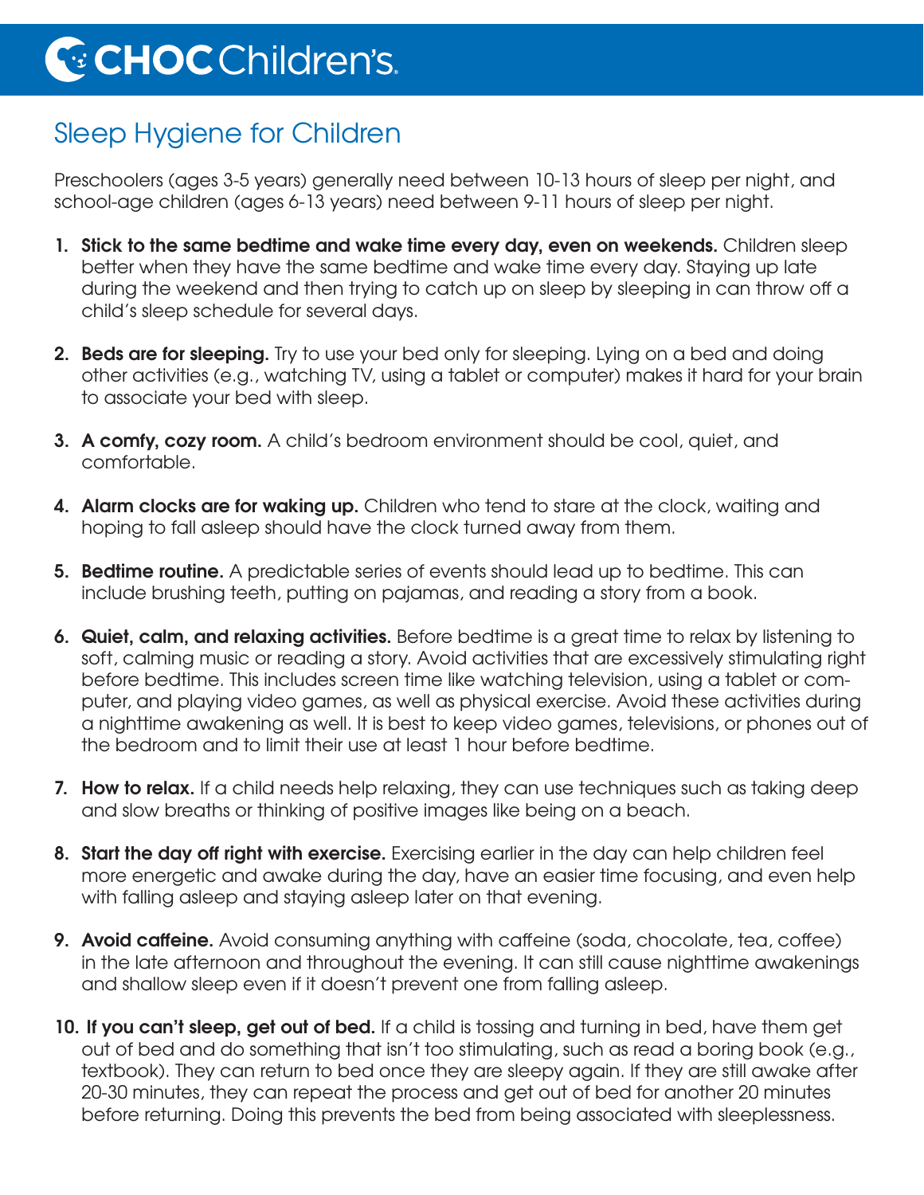CHOC Children's

# Sleep Hygiene for Children

Preschoolers (ages 3-5 years) generally need between 10-13 hours of sleep per night, and school-age children (ages 6-13 years) need between 9-11 hours of sleep per night.

1. **Stick to the same bedtime and wake time every day, even on weekends.** Children sleep better when they have the same bedtime and wake time every day. Staying up late during the weekend and then trying to catch up on sleep by sleeping in can throw off a child's sleep schedule for several days.

2. **Beds are for sleeping.** Try to use your bed only for sleeping. Lying on a bed and doing other activities (e.g., watching TV, using a tablet or computer) makes it hard for your brain to associate your bed with sleep.

3. **A comfy, cozy room.** A child's bedroom environment should be cool, quiet, and comfortable.

4. **Alarm clocks are for waking up.** Children who tend to stare at the clock, waiting and hoping to fall asleep should have the clock turned away from them.

5. **Bedtime routine.** A predictable series of events should lead up to bedtime. This can include brushing teeth, putting on pajamas, and reading a story from a book.

6. **Quiet, calm, and relaxing activities.** Before bedtime is a great time to relax by listening to soft, calming music or reading a story. Avoid activities that are excessively stimulating right before bedtime. This includes screen time like watching television, using a tablet or computer, and playing video games, as well as physical exercise. Avoid these activities during a nighttime awakening as well. It is best to keep video games, televisions, or phones out of the bedroom and to limit their use at least 1 hour before bedtime.

7. **How to relax.** If a child needs help relaxing, they can use techniques such as taking deep and slow breaths or thinking of positive images like being on a beach.

8. **Start the day off right with exercise.** Exercising earlier in the day can help children feel more energetic and awake during the day, have an easier time focusing, and even help with falling asleep and staying asleep later on that evening.

9. **Avoid caffeine.** Avoid consuming anything with caffeine (soda, chocolate, tea, coffee) in the late afternoon and throughout the evening. It can still cause nighttime awakenings and shallow sleep even if it doesn't prevent one from falling asleep.

10. **If you can't sleep, get out of bed.** If a child is tossing and turning in bed, have them get out of bed and do something that isn't too stimulating, such as read a boring book (e.g., textbook). They can return to bed once they are sleepy again. If they are still awake after 20-30 minutes, they can repeat the process and get out of bed for another 20 minutes before returning. Doing this prevents the bed from being associated with sleeplessness.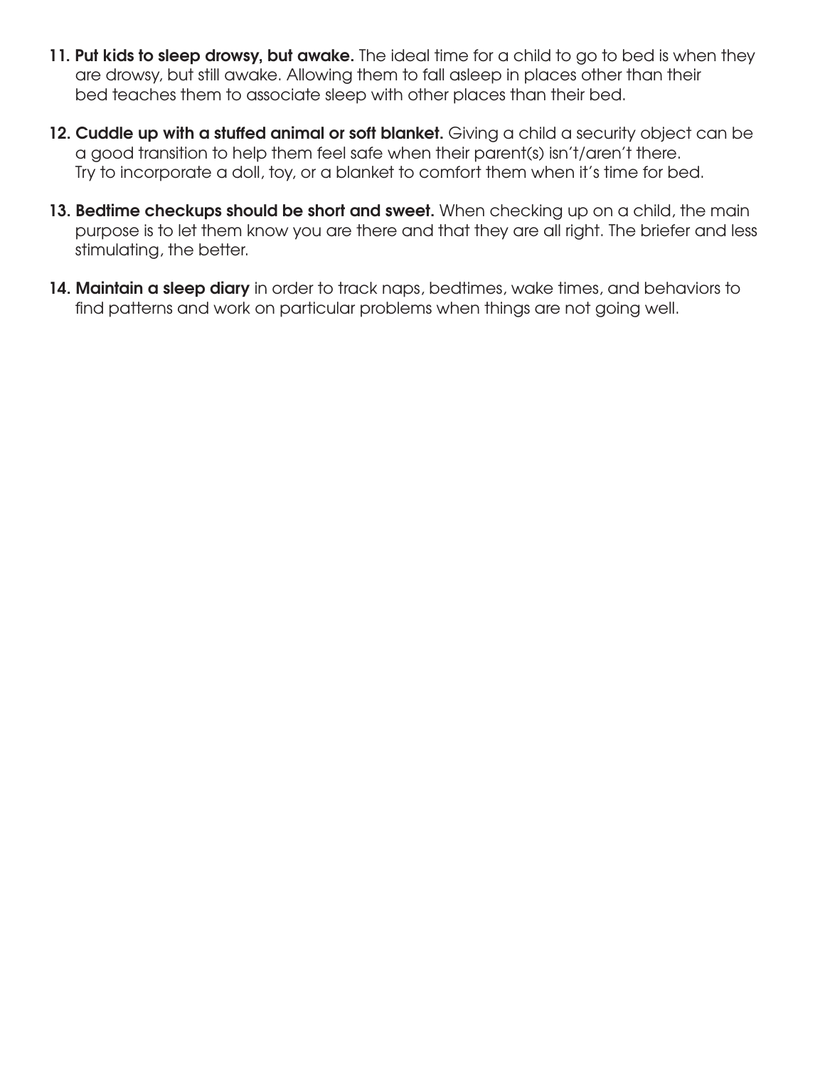11. **Put kids to sleep drowsy, but awake.** The ideal time for a child to go to bed is when they are drowsy, but still awake. Allowing them to fall asleep in places other than their bed teaches them to associate sleep with other places than their bed.

12. **Cuddle up with a stuffed animal or soft blanket.** Giving a child a security object can be a good transition to help them feel safe when their parent(s) isn't/aren't there. Try to incorporate a doll, toy, or a blanket to comfort them when it's time for bed.

13. **Bedtime checkups should be short and sweet.** When checking up on a child, the main purpose is to let them know you are there and that they are all right. The briefer and less stimulating, the better.

14. **Maintain a sleep diary** in order to track naps, bedtimes, wake times, and behaviors to find patterns and work on particular problems when things are not going well.